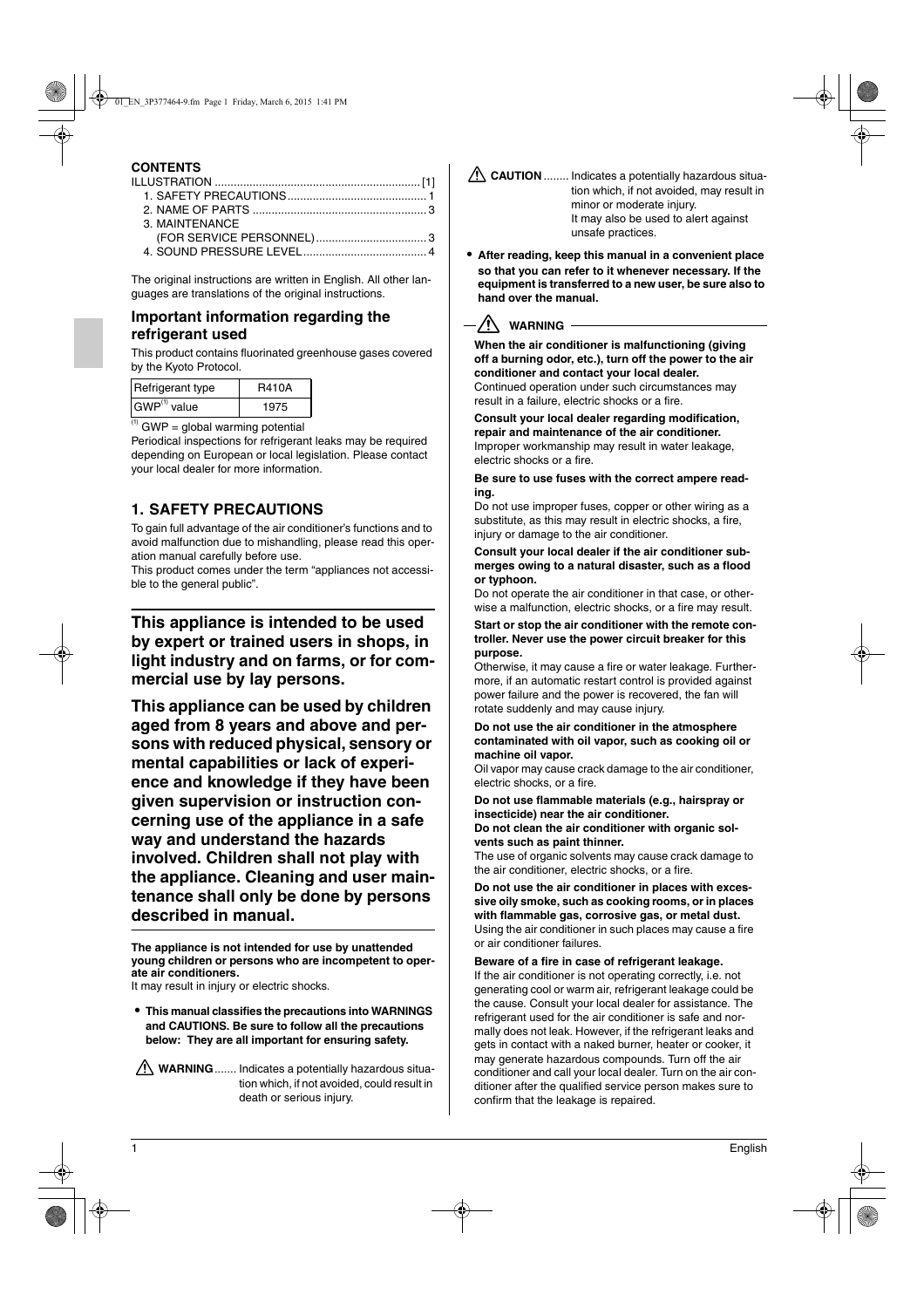**CONTENTS**

ILLUSTRATION ................................................................ [1]
1. SAFETY PRECAUTIONS ........................................... 1
2. NAME OF PARTS ...................................................... 3
3. MAINTENANCE (FOR SERVICE PERSONNEL) .................................. 3
4. SOUND PRESSURE LEVEL ....................................... 4

The original instructions are written in English. All other languages are translations of the original instructions.

### Important information regarding the refrigerant used

This product contains fluorinated greenhouse gases covered by the Kyoto Protocol.

| Refrigerant type | R410A |
|---|---|
| GWP[1] value | 1975 |

[1] GWP = global warming potential

Periodical inspections for refrigerant leaks may be required depending on European or local legislation. Please contact your local dealer for more information.

## 1. SAFETY PRECAUTIONS

To gain full advantage of the air conditioner's functions and to avoid malfunction due to mishandling, please read this operation manual carefully before use.

This product comes under the term "appliances not accessible to the general public".

**This appliance is intended to be used by expert or trained users in shops, in light industry and on farms, or for commercial use by lay persons.**

**This appliance can be used by children aged from 8 years and above and persons with reduced physical, sensory or mental capabilities or lack of experience and knowledge if they have been given supervision or instruction concerning use of the appliance in a safe way and understand the hazards involved. Children shall not play with the appliance. Cleaning and user maintenance shall only be done by persons described in manual.**

**The appliance is not intended for use by unattended young children or persons who are incompetent to operate air conditioners.**
It may result in injury or electric shocks.

- **This manual classifies the precautions into WARNINGS and CAUTIONS. Be sure to follow all the precautions below: They are all important for ensuring safety.**

⚠ **WARNING** ....... Indicates a potentially hazardous situation which, if not avoided, could result in death or serious injury.

⚠ **CAUTION** ........ Indicates a potentially hazardous situation which, if not avoided, may result in minor or moderate injury. It may also be used to alert against unsafe practices.

- **After reading, keep this manual in a convenient place so that you can refer to it whenever necessary. If the equipment is transferred to a new user, be sure also to hand over the manual.**

### ⚠ WARNING

**When the air conditioner is malfunctioning (giving off a burning odor, etc.), turn off the power to the air conditioner and contact your local dealer.**
Continued operation under such circumstances may result in a failure, electric shocks or a fire.

**Consult your local dealer regarding modification, repair and maintenance of the air conditioner.**
Improper workmanship may result in water leakage, electric shocks or a fire.

**Be sure to use fuses with the correct ampere reading.**
Do not use improper fuses, copper or other wiring as a substitute, as this may result in electric shocks, a fire, injury or damage to the air conditioner.

**Consult your local dealer if the air conditioner submerges owing to a natural disaster, such as a flood or typhoon.**
Do not operate the air conditioner in that case, or otherwise a malfunction, electric shocks, or a fire may result.

**Start or stop the air conditioner with the remote controller. Never use the power circuit breaker for this purpose.**
Otherwise, it may cause a fire or water leakage. Furthermore, if an automatic restart control is provided against power failure and the power is recovered, the fan will rotate suddenly and may cause injury.

**Do not use the air conditioner in the atmosphere contaminated with oil vapor, such as cooking oil or machine oil vapor.**
Oil vapor may cause crack damage to the air conditioner, electric shocks, or a fire.

**Do not use flammable materials (e.g., hairspray or insecticide) near the air conditioner.**
**Do not clean the air conditioner with organic solvents such as paint thinner.**
The use of organic solvents may cause crack damage to the air conditioner, electric shocks, or a fire.

**Do not use the air conditioner in places with excessive oily smoke, such as cooking rooms, or in places with flammable gas, corrosive gas, or metal dust.**
Using the air conditioner in such places may cause a fire or air conditioner failures.

**Beware of a fire in case of refrigerant leakage.**
If the air conditioner is not operating correctly, i.e. not generating cool or warm air, refrigerant leakage could be the cause. Consult your local dealer for assistance. The refrigerant used for the air conditioner is safe and normally does not leak. However, if the refrigerant leaks and gets in contact with a naked burner, heater or cooker, it may generate hazardous compounds. Turn off the air conditioner and call your local dealer. Turn on the air conditioner after the qualified service person makes sure to confirm that the leakage is repaired.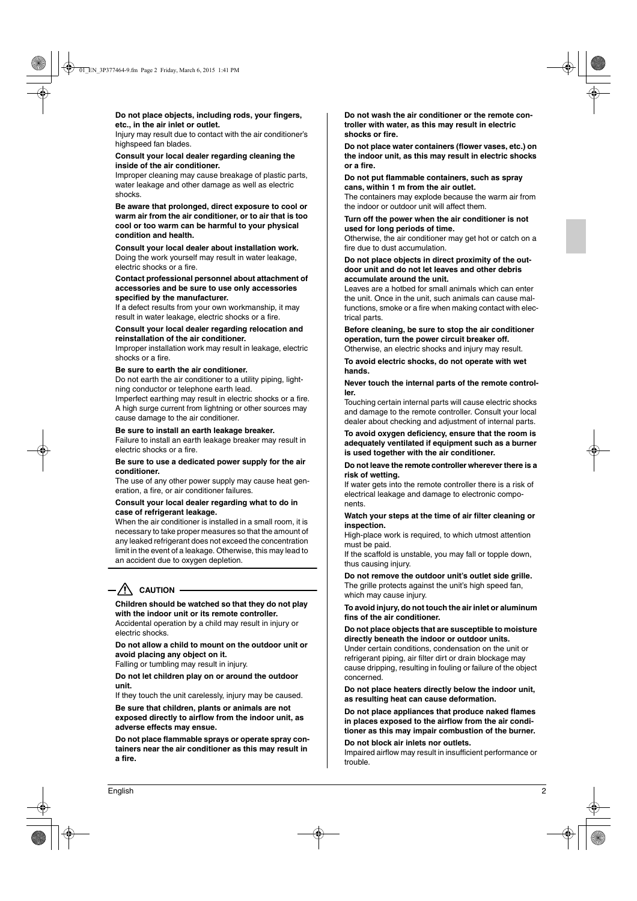**Do not place objects, including rods, your fingers, etc., in the air inlet or outlet.**
Injury may result due to contact with the air conditioner's highspeed fan blades.

**Consult your local dealer regarding cleaning the inside of the air conditioner.**
Improper cleaning may cause breakage of plastic parts, water leakage and other damage as well as electric shocks.

**Be aware that prolonged, direct exposure to cool or warm air from the air conditioner, or to air that is too cool or too warm can be harmful to your physical condition and health.**

**Consult your local dealer about installation work.**
Doing the work yourself may result in water leakage, electric shocks or a fire.

**Contact professional personnel about attachment of accessories and be sure to use only accessories specified by the manufacturer.**
If a defect results from your own workmanship, it may result in water leakage, electric shocks or a fire.

**Consult your local dealer regarding relocation and reinstallation of the air conditioner.**
Improper installation work may result in leakage, electric shocks or a fire.

**Be sure to earth the air conditioner.**
Do not earth the air conditioner to a utility piping, lightning conductor or telephone earth lead.
Imperfect earthing may result in electric shocks or a fire.
A high surge current from lightning or other sources may cause damage to the air conditioner.

**Be sure to install an earth leakage breaker.**
Failure to install an earth leakage breaker may result in electric shocks or a fire.

**Be sure to use a dedicated power supply for the air conditioner.**
The use of any other power supply may cause heat generation, a fire, or air conditioner failures.

**Consult your local dealer regarding what to do in case of refrigerant leakage.**
When the air conditioner is installed in a small room, it is necessary to take proper measures so that the amount of any leaked refrigerant does not exceed the concentration limit in the event of a leakage. Otherwise, this may lead to an accident due to oxygen depletion.

## ⚠ CAUTION

**Children should be watched so that they do not play with the indoor unit or its remote controller.**
Accidental operation by a child may result in injury or electric shocks.

**Do not allow a child to mount on the outdoor unit or avoid placing any object on it.**
Falling or tumbling may result in injury.

**Do not let children play on or around the outdoor unit.**
If they touch the unit carelessly, injury may be caused.

**Be sure that children, plants or animals are not exposed directly to airflow from the indoor unit, as adverse effects may ensue.**

**Do not place flammable sprays or operate spray containers near the air conditioner as this may result in a fire.**

**Do not wash the air conditioner or the remote controller with water, as this may result in electric shocks or fire.**

**Do not place water containers (flower vases, etc.) on the indoor unit, as this may result in electric shocks or a fire.**

**Do not put flammable containers, such as spray cans, within 1 m from the air outlet.**
The containers may explode because the warm air from the indoor or outdoor unit will affect them.

**Turn off the power when the air conditioner is not used for long periods of time.**
Otherwise, the air conditioner may get hot or catch on a fire due to dust accumulation.

**Do not place objects in direct proximity of the outdoor unit and do not let leaves and other debris accumulate around the unit.**
Leaves are a hotbed for small animals which can enter the unit. Once in the unit, such animals can cause malfunctions, smoke or a fire when making contact with electrical parts.

**Before cleaning, be sure to stop the air conditioner operation, turn the power circuit breaker off.**
Otherwise, an electric shocks and injury may result.

**To avoid electric shocks, do not operate with wet hands.**

**Never touch the internal parts of the remote controller.**
Touching certain internal parts will cause electric shocks and damage to the remote controller. Consult your local dealer about checking and adjustment of internal parts.

**To avoid oxygen deficiency, ensure that the room is adequately ventilated if equipment such as a burner is used together with the air conditioner.**

**Do not leave the remote controller wherever there is a risk of wetting.**
If water gets into the remote controller there is a risk of electrical leakage and damage to electronic components.

**Watch your steps at the time of air filter cleaning or inspection.**
High-place work is required, to which utmost attention must be paid.
If the scaffold is unstable, you may fall or topple down, thus causing injury.

**Do not remove the outdoor unit's outlet side grille.**
The grille protects against the unit's high speed fan, which may cause injury.

**To avoid injury, do not touch the air inlet or aluminum fins of the air conditioner.**

**Do not place objects that are susceptible to moisture directly beneath the indoor or outdoor units.**
Under certain conditions, condensation on the unit or refrigerant piping, air filter dirt or drain blockage may cause dripping, resulting in fouling or failure of the object concerned.

**Do not place heaters directly below the indoor unit, as resulting heat can cause deformation.**

**Do not place appliances that produce naked flames in places exposed to the airflow from the air conditioner as this may impair combustion of the burner.**

**Do not block air inlets nor outlets.**
Impaired airflow may result in insufficient performance or trouble.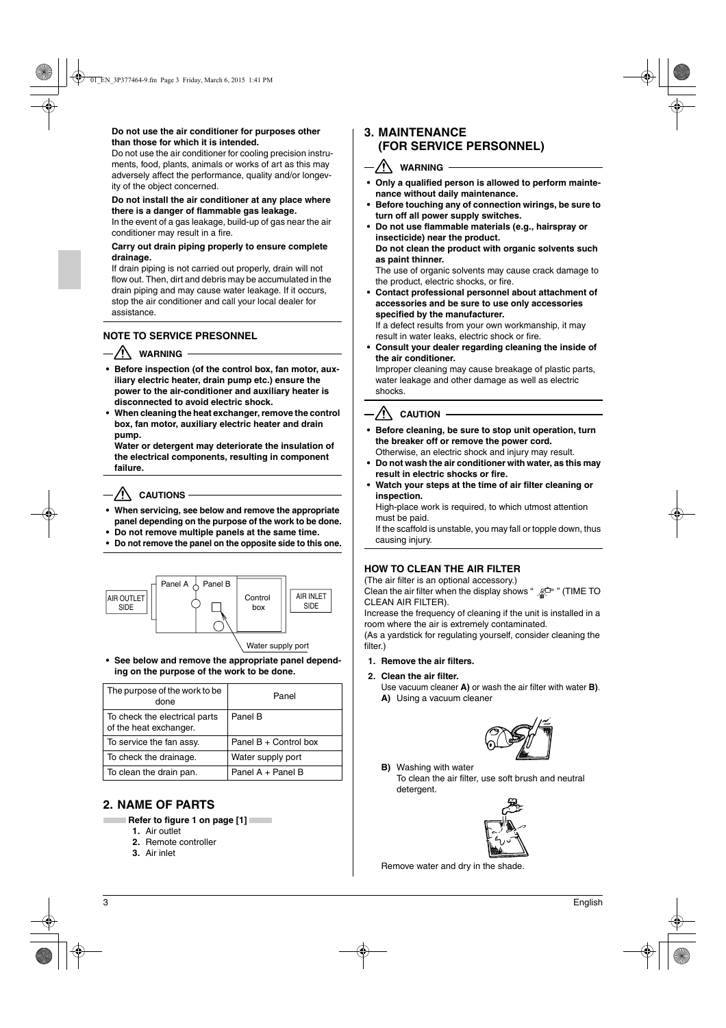**Do not use the air conditioner for purposes other than those for which it is intended.**
Do not use the air conditioner for cooling precision instruments, food, plants, animals or works of art as this may adversely affect the performance, quality and/or longevity of the object concerned.

**Do not install the air conditioner at any place where there is a danger of flammable gas leakage.**
In the event of a gas leakage, build-up of gas near the air conditioner may result in a fire.

**Carry out drain piping properly to ensure complete drainage.**
If drain piping is not carried out properly, drain will not flow out. Then, dirt and debris may be accumulated in the drain piping and may cause water leakage. If it occurs, stop the air conditioner and call your local dealer for assistance.

### NOTE TO SERVICE PRESONNEL

**WARNING**

- **Before inspection (of the control box, fan motor, auxiliary electric heater, drain pump etc.) ensure the power to the air-conditioner and auxiliary heater is disconnected to avoid electric shock.**
- **When cleaning the heat exchanger, remove the control box, fan motor, auxiliary electric heater and drain pump.**
  **Water or detergent may deteriorate the insulation of the electrical components, resulting in component failure.**

**CAUTIONS**

- **When servicing, see below and remove the appropriate panel depending on the purpose of the work to be done.**
- **Do not remove multiple panels at the same time.**
- **Do not remove the panel on the opposite side to this one.**

AIR OUTLET SIDE | Panel A | Panel B | Control box | AIR INLET SIDE | Water supply port

- **See below and remove the appropriate panel depending on the purpose of the work to be done.**

| The purpose of the work to be done | Panel |
|---|---|
| To check the electrical parts of the heat exchanger. | Panel B |
| To service the fan assy. | Panel B + Control box |
| To check the drainage. | Water supply port |
| To clean the drain pan. | Panel A + Panel B |

## 2. NAME OF PARTS

**Refer to figure 1 on page [1]**

1. Air outlet
2. Remote controller
3. Air inlet

## 3. MAINTENANCE (FOR SERVICE PERSONNEL)

**WARNING**

- **Only a qualified person is allowed to perform maintenance without daily maintenance.**
- **Before touching any of connection wirings, be sure to turn off all power supply switches.**
- **Do not use flammable materials (e.g., hairspray or insecticide) near the product.**
  **Do not clean the product with organic solvents such as paint thinner.**
  The use of organic solvents may cause crack damage to the product, electric shocks, or fire.
- **Contact professional personnel about attachment of accessories and be sure to use only accessories specified by the manufacturer.**
  If a defect results from your own workmanship, it may result in water leaks, electric shock or fire.
- **Consult your dealer regarding cleaning the inside of the air conditioner.**
  Improper cleaning may cause breakage of plastic parts, water leakage and other damage as well as electric shocks.

**CAUTION**

- **Before cleaning, be sure to stop unit operation, turn the breaker off or remove the power cord.**
  Otherwise, an electric shock and injury may result.
- **Do not wash the air conditioner with water, as this may result in electric shocks or fire.**
- **Watch your steps at the time of air filter cleaning or inspection.**
  High-place work is required, to which utmost attention must be paid.
  If the scaffold is unstable, you may fall or topple down, thus causing injury.

### HOW TO CLEAN THE AIR FILTER

(The air filter is an optional accessory.)
Clean the air filter when the display shows " " (TIME TO CLEAN AIR FILTER).
Increase the frequency of cleaning if the unit is installed in a room where the air is extremely contaminated.
(As a yardstick for regulating yourself, consider cleaning the filter.)

1. **Remove the air filters.**
2. **Clean the air filter.**
   Use vacuum cleaner **A)** or wash the air filter with water **B)**.
   **A)** Using a vacuum cleaner

   **B)** Washing with water
   To clean the air filter, use soft brush and neutral detergent.

Remove water and dry in the shade.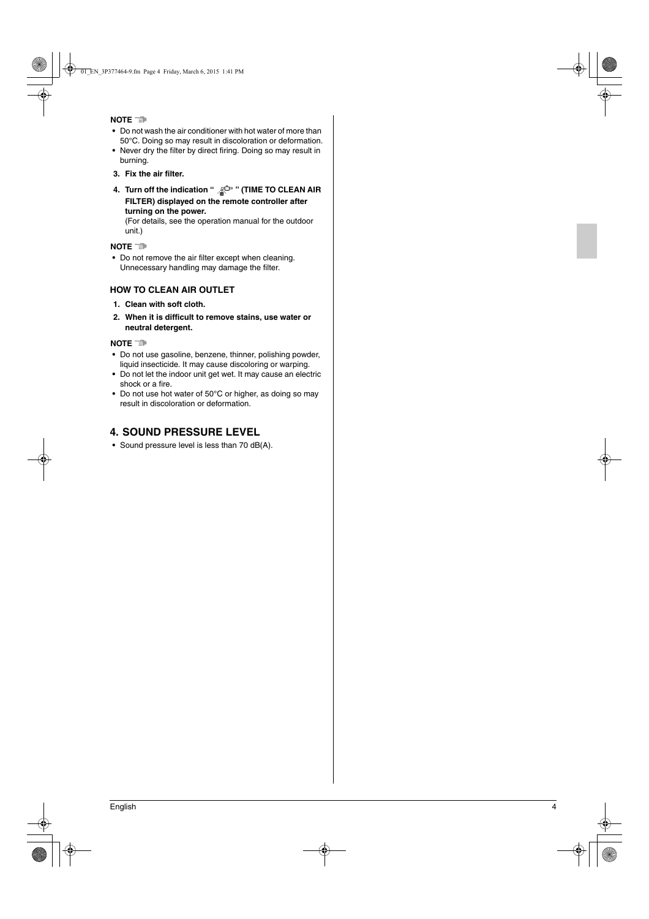**NOTE**

- Do not wash the air conditioner with hot water of more than 50°C. Doing so may result in discoloration or deformation.
- Never dry the filter by direct firing. Doing so may result in burning.

3. **Fix the air filter.**
4. **Turn off the indication " " (TIME TO CLEAN AIR FILTER) displayed on the remote controller after turning on the power.**
   (For details, see the operation manual for the outdoor unit.)

**NOTE**

- Do not remove the air filter except when cleaning. Unnecessary handling may damage the filter.

### HOW TO CLEAN AIR OUTLET

1. **Clean with soft cloth.**
2. **When it is difficult to remove stains, use water or neutral detergent.**

**NOTE**

- Do not use gasoline, benzene, thinner, polishing powder, liquid insecticide. It may cause discoloring or warping.
- Do not let the indoor unit get wet. It may cause an electric shock or a fire.
- Do not use hot water of 50°C or higher, as doing so may result in discoloration or deformation.

## 4. SOUND PRESSURE LEVEL

- Sound pressure level is less than 70 dB(A).